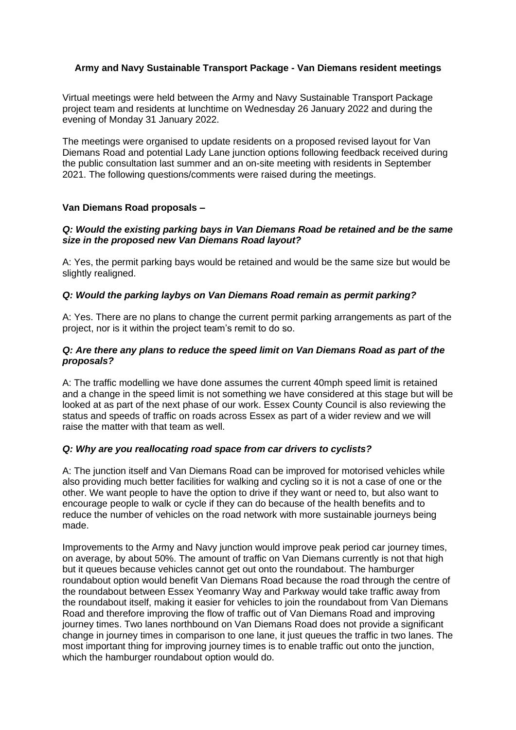# Army and Navy Sustainable Transport Package - Van Diemans resident meetings

Virtual meetings were held between the Army and Navy Sustainable Transport Package project team and residents at lunchtime on Wednesday 26 January 2022 and during the evening of Monday 31 January 2022.

The meetings were organised to update residents on a proposed revised layout for Van Diemans Road and potential Lady Lane junction options following feedback received during the public consultation last summer and an on-site meeting with residents in September 2021. The following questions/comments were raised during the meetings.

## Van Diemans Road proposals –

***Q: Would the existing parking bays in Van Diemans Road be retained and be the same size in the proposed new Van Diemans Road layout?***

A: Yes, the permit parking bays would be retained and would be the same size but would be slightly realigned.

***Q: Would the parking laybys on Van Diemans Road remain as permit parking?***

A: Yes. There are no plans to change the current permit parking arrangements as part of the project, nor is it within the project team's remit to do so.

***Q: Are there any plans to reduce the speed limit on Van Diemans Road as part of the proposals?***

A: The traffic modelling we have done assumes the current 40mph speed limit is retained and a change in the speed limit is not something we have considered at this stage but will be looked at as part of the next phase of our work. Essex County Council is also reviewing the status and speeds of traffic on roads across Essex as part of a wider review and we will raise the matter with that team as well.

***Q: Why are you reallocating road space from car drivers to cyclists?***

A: The junction itself and Van Diemans Road can be improved for motorised vehicles while also providing much better facilities for walking and cycling so it is not a case of one or the other. We want people to have the option to drive if they want or need to, but also want to encourage people to walk or cycle if they can do because of the health benefits and to reduce the number of vehicles on the road network with more sustainable journeys being made.

Improvements to the Army and Navy junction would improve peak period car journey times, on average, by about 50%. The amount of traffic on Van Diemans currently is not that high but it queues because vehicles cannot get out onto the roundabout. The hamburger roundabout option would benefit Van Diemans Road because the road through the centre of the roundabout between Essex Yeomanry Way and Parkway would take traffic away from the roundabout itself, making it easier for vehicles to join the roundabout from Van Diemans Road and therefore improving the flow of traffic out of Van Diemans Road and improving journey times. Two lanes northbound on Van Diemans Road does not provide a significant change in journey times in comparison to one lane, it just queues the traffic in two lanes. The most important thing for improving journey times is to enable traffic out onto the junction, which the hamburger roundabout option would do.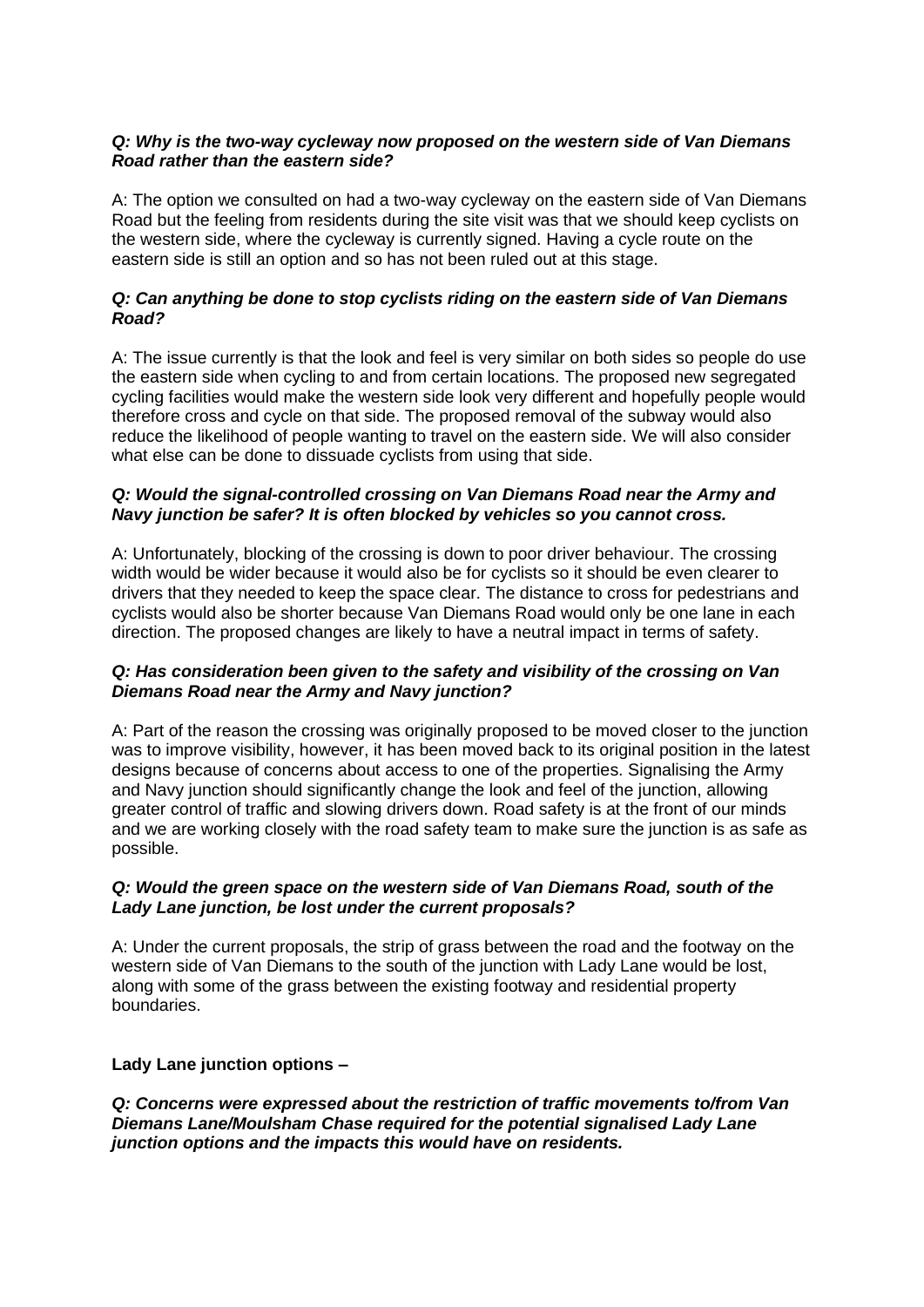***Q: Why is the two-way cycleway now proposed on the western side of Van Diemans Road rather than the eastern side?***

A: The option we consulted on had a two-way cycleway on the eastern side of Van Diemans Road but the feeling from residents during the site visit was that we should keep cyclists on the western side, where the cycleway is currently signed. Having a cycle route on the eastern side is still an option and so has not been ruled out at this stage.

***Q: Can anything be done to stop cyclists riding on the eastern side of Van Diemans Road?***

A: The issue currently is that the look and feel is very similar on both sides so people do use the eastern side when cycling to and from certain locations. The proposed new segregated cycling facilities would make the western side look very different and hopefully people would therefore cross and cycle on that side. The proposed removal of the subway would also reduce the likelihood of people wanting to travel on the eastern side. We will also consider what else can be done to dissuade cyclists from using that side.

***Q: Would the signal-controlled crossing on Van Diemans Road near the Army and Navy junction be safer? It is often blocked by vehicles so you cannot cross.***

A: Unfortunately, blocking of the crossing is down to poor driver behaviour. The crossing width would be wider because it would also be for cyclists so it should be even clearer to drivers that they needed to keep the space clear. The distance to cross for pedestrians and cyclists would also be shorter because Van Diemans Road would only be one lane in each direction. The proposed changes are likely to have a neutral impact in terms of safety.

***Q: Has consideration been given to the safety and visibility of the crossing on Van Diemans Road near the Army and Navy junction?***

A: Part of the reason the crossing was originally proposed to be moved closer to the junction was to improve visibility, however, it has been moved back to its original position in the latest designs because of concerns about access to one of the properties. Signalising the Army and Navy junction should significantly change the look and feel of the junction, allowing greater control of traffic and slowing drivers down. Road safety is at the front of our minds and we are working closely with the road safety team to make sure the junction is as safe as possible.

***Q: Would the green space on the western side of Van Diemans Road, south of the Lady Lane junction, be lost under the current proposals?***

A: Under the current proposals, the strip of grass between the road and the footway on the western side of Van Diemans to the south of the junction with Lady Lane would be lost, along with some of the grass between the existing footway and residential property boundaries.

**Lady Lane junction options –**

***Q: Concerns were expressed about the restriction of traffic movements to/from Van Diemans Lane/Moulsham Chase required for the potential signalised Lady Lane junction options and the impacts this would have on residents.***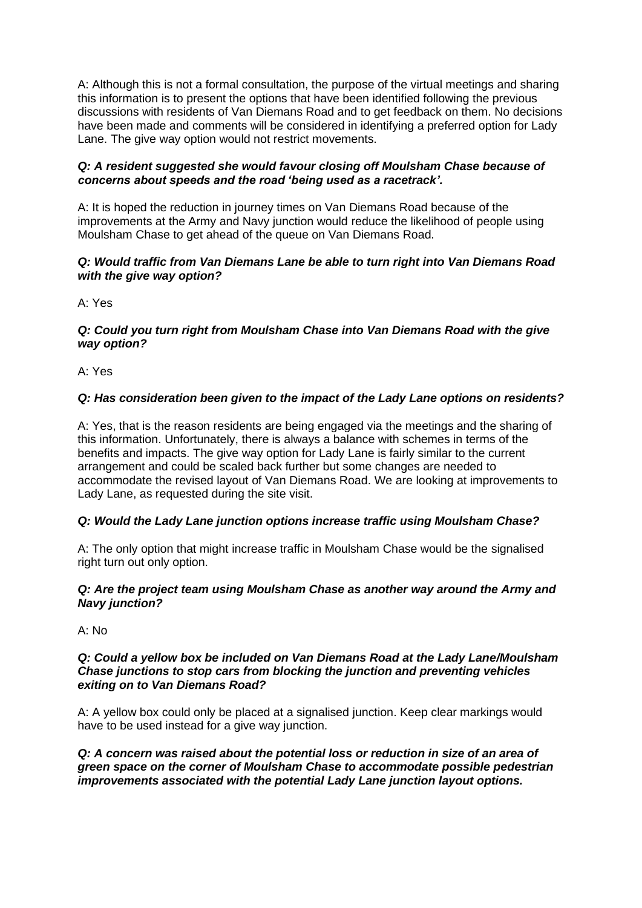A: Although this is not a formal consultation, the purpose of the virtual meetings and sharing this information is to present the options that have been identified following the previous discussions with residents of Van Diemans Road and to get feedback on them. No decisions have been made and comments will be considered in identifying a preferred option for Lady Lane. The give way option would not restrict movements.

***Q: A resident suggested she would favour closing off Moulsham Chase because of concerns about speeds and the road 'being used as a racetrack'.***

A: It is hoped the reduction in journey times on Van Diemans Road because of the improvements at the Army and Navy junction would reduce the likelihood of people using Moulsham Chase to get ahead of the queue on Van Diemans Road.

***Q: Would traffic from Van Diemans Lane be able to turn right into Van Diemans Road with the give way option?***

A: Yes

***Q: Could you turn right from Moulsham Chase into Van Diemans Road with the give way option?***

A: Yes

***Q: Has consideration been given to the impact of the Lady Lane options on residents?***

A: Yes, that is the reason residents are being engaged via the meetings and the sharing of this information. Unfortunately, there is always a balance with schemes in terms of the benefits and impacts. The give way option for Lady Lane is fairly similar to the current arrangement and could be scaled back further but some changes are needed to accommodate the revised layout of Van Diemans Road. We are looking at improvements to Lady Lane, as requested during the site visit.

***Q: Would the Lady Lane junction options increase traffic using Moulsham Chase?***

A: The only option that might increase traffic in Moulsham Chase would be the signalised right turn out only option.

***Q: Are the project team using Moulsham Chase as another way around the Army and Navy junction?***

A: No

***Q: Could a yellow box be included on Van Diemans Road at the Lady Lane/Moulsham Chase junctions to stop cars from blocking the junction and preventing vehicles exiting on to Van Diemans Road?***

A: A yellow box could only be placed at a signalised junction. Keep clear markings would have to be used instead for a give way junction.

***Q: A concern was raised about the potential loss or reduction in size of an area of green space on the corner of Moulsham Chase to accommodate possible pedestrian improvements associated with the potential Lady Lane junction layout options.***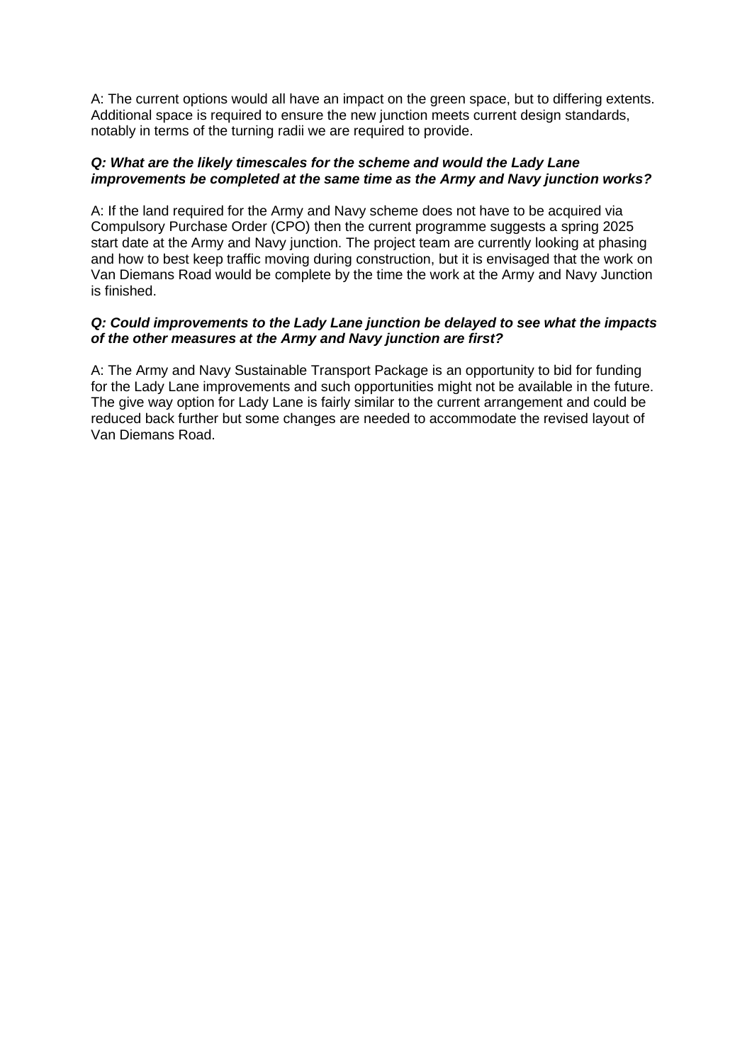A: The current options would all have an impact on the green space, but to differing extents. Additional space is required to ensure the new junction meets current design standards, notably in terms of the turning radii we are required to provide.

***Q: What are the likely timescales for the scheme and would the Lady Lane improvements be completed at the same time as the Army and Navy junction works?***

A: If the land required for the Army and Navy scheme does not have to be acquired via Compulsory Purchase Order (CPO) then the current programme suggests a spring 2025 start date at the Army and Navy junction. The project team are currently looking at phasing and how to best keep traffic moving during construction, but it is envisaged that the work on Van Diemans Road would be complete by the time the work at the Army and Navy Junction is finished.

***Q: Could improvements to the Lady Lane junction be delayed to see what the impacts of the other measures at the Army and Navy junction are first?***

A: The Army and Navy Sustainable Transport Package is an opportunity to bid for funding for the Lady Lane improvements and such opportunities might not be available in the future. The give way option for Lady Lane is fairly similar to the current arrangement and could be reduced back further but some changes are needed to accommodate the revised layout of Van Diemans Road.